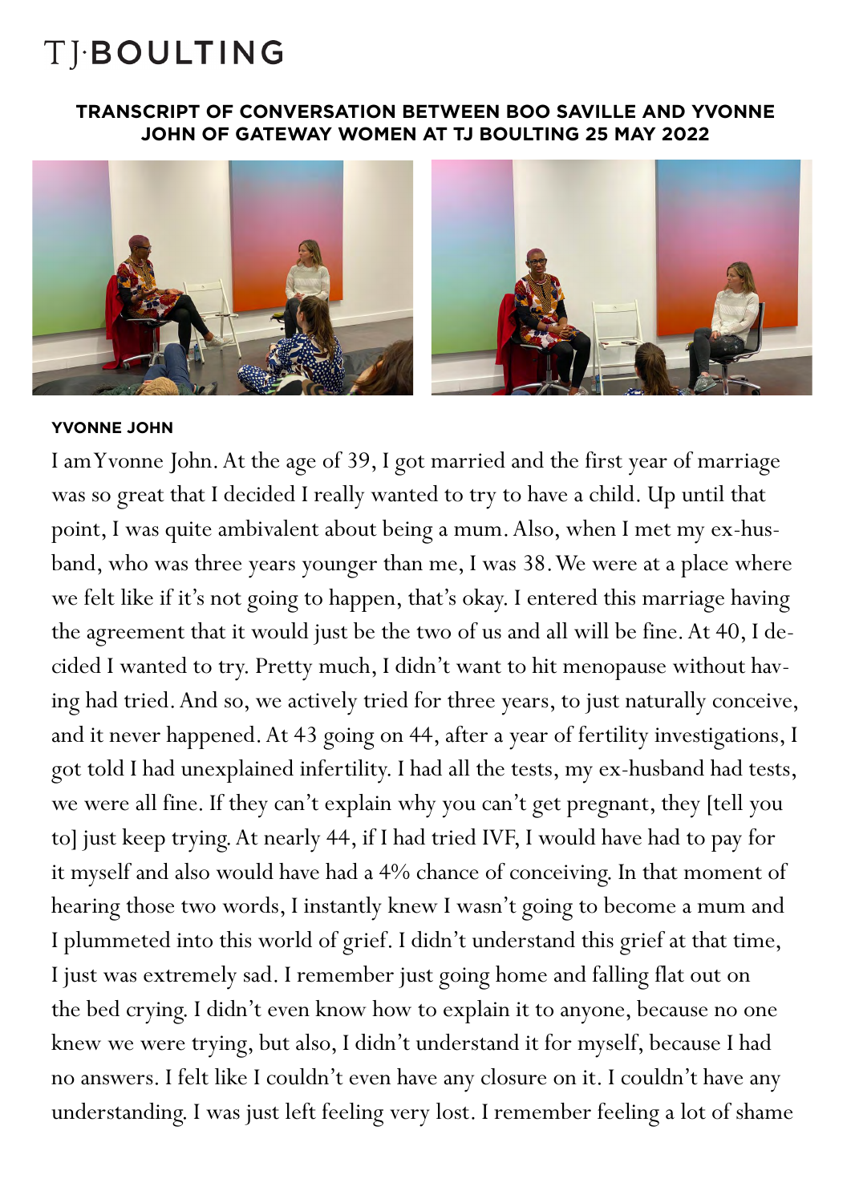# TJ·BOULTING

**TRANSCRIPT OF CONVERSATION BETWEEN BOO SAVILLE AND YVONNE JOHN OF GATEWAY WOMEN AT TJ BOULTING 25 MAY 2022**

**YVONNE JOHN**

I am Yvonne John. At the age of 39, I got married and the first year of marriage was so great that I decided I really wanted to try to have a child. Up until that point, I was quite ambivalent about being a mum. Also, when I met my ex-husband, who was three years younger than me, I was 38. We were at a place where we felt like if it's not going to happen, that's okay. I entered this marriage having the agreement that it would just be the two of us and all will be fine. At 40, I decided I wanted to try. Pretty much, I didn't want to hit menopause without having had tried. And so, we actively tried for three years, to just naturally conceive, and it never happened. At 43 going on 44, after a year of fertility investigations, I got told I had unexplained infertility. I had all the tests, my ex-husband had tests, we were all fine. If they can't explain why you can't get pregnant, they [tell you to] just keep trying. At nearly 44, if I had tried IVF, I would have had to pay for it myself and also would have had a 4% chance of conceiving. In that moment of hearing those two words, I instantly knew I wasn't going to become a mum and I plummeted into this world of grief. I didn't understand this grief at that time, I just was extremely sad. I remember just going home and falling flat out on the bed crying. I didn't even know how to explain it to anyone, because no one knew we were trying, but also, I didn't understand it for myself, because I had no answers. I felt like I couldn't even have any closure on it. I couldn't have any understanding. I was just left feeling very lost. I remember feeling a lot of shame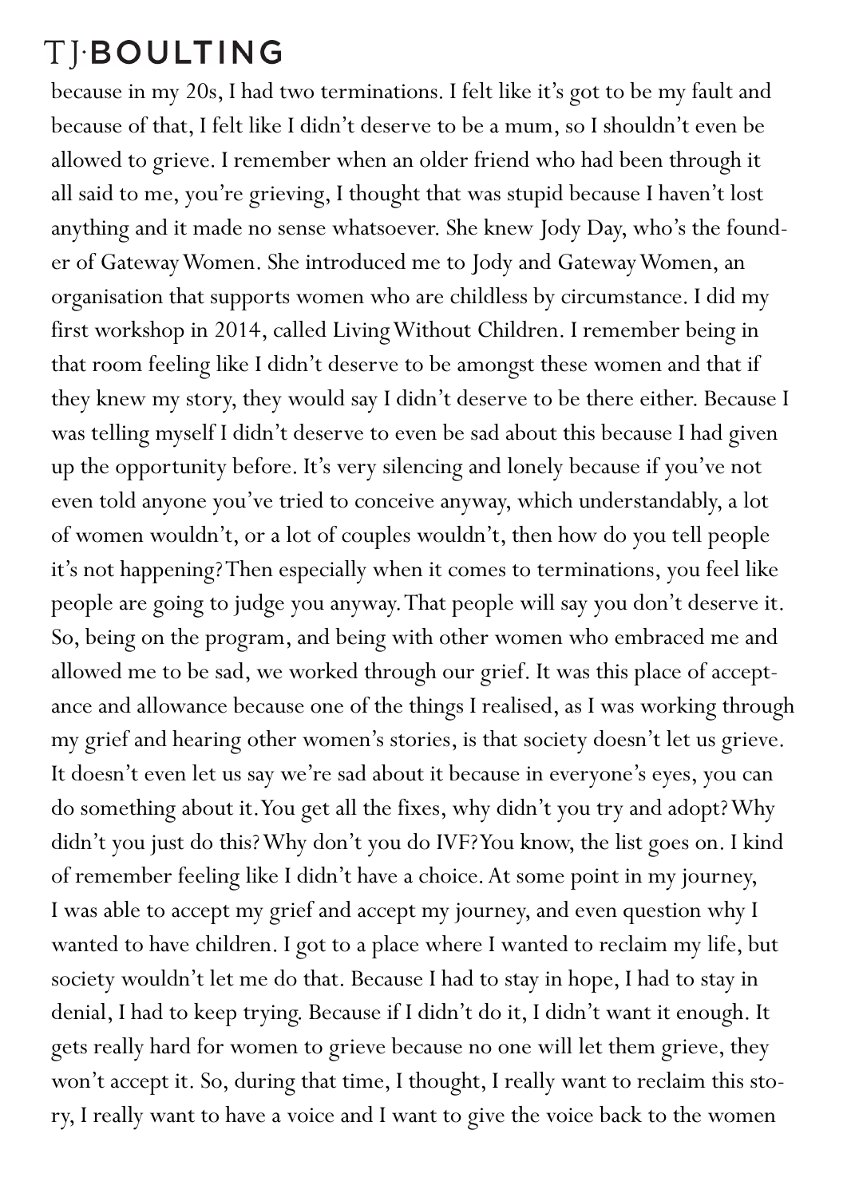because in my 20s, I had two terminations. I felt like it's got to be my fault and because of that, I felt like I didn't deserve to be a mum, so I shouldn't even be allowed to grieve. I remember when an older friend who had been through it all said to me, you're grieving, I thought that was stupid because I haven't lost anything and it made no sense whatsoever. She knew Jody Day, who's the founder of Gateway Women. She introduced me to Jody and Gateway Women, an organisation that supports women who are childless by circumstance. I did my first workshop in 2014, called Living Without Children. I remember being in that room feeling like I didn't deserve to be amongst these women and that if they knew my story, they would say I didn't deserve to be there either. Because I was telling myself I didn't deserve to even be sad about this because I had given up the opportunity before. It's very silencing and lonely because if you've not even told anyone you've tried to conceive anyway, which understandably, a lot of women wouldn't, or a lot of couples wouldn't, then how do you tell people it's not happening? Then especially when it comes to terminations, you feel like people are going to judge you anyway. That people will say you don't deserve it. So, being on the program, and being with other women who embraced me and allowed me to be sad, we worked through our grief. It was this place of acceptance and allowance because one of the things I realised, as I was working through my grief and hearing other women's stories, is that society doesn't let us grieve. It doesn't even let us say we're sad about it because in everyone's eyes, you can do something about it. You get all the fixes, why didn't you try and adopt? Why didn't you just do this? Why don't you do IVF? You know, the list goes on. I kind of remember feeling like I didn't have a choice. At some point in my journey, I was able to accept my grief and accept my journey, and even question why I wanted to have children. I got to a place where I wanted to reclaim my life, but society wouldn't let me do that. Because I had to stay in hope, I had to stay in denial, I had to keep trying. Because if I didn't do it, I didn't want it enough. It gets really hard for women to grieve because no one will let them grieve, they won't accept it. So, during that time, I thought, I really want to reclaim this story, I really want to have a voice and I want to give the voice back to the women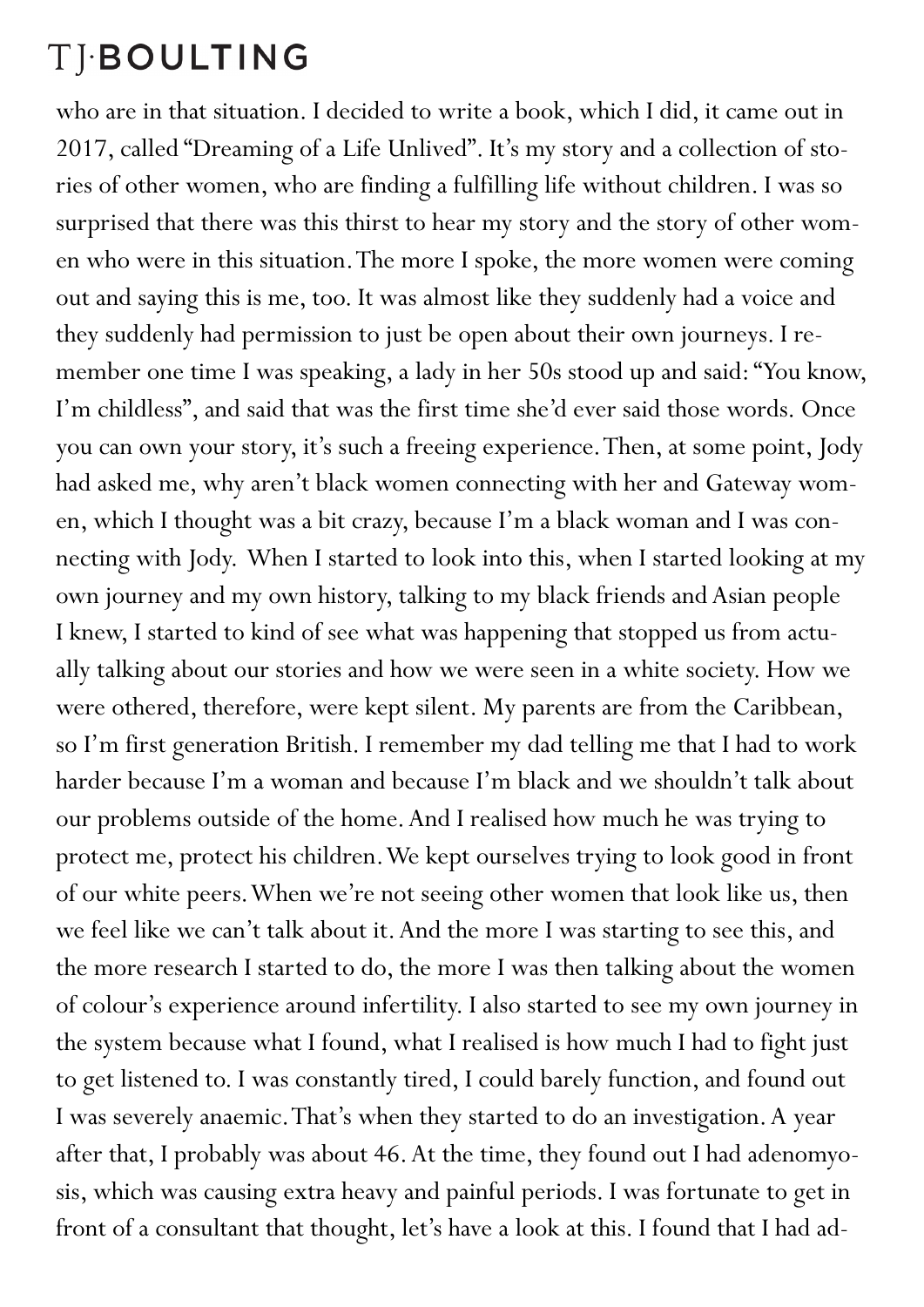who are in that situation. I decided to write a book, which I did, it came out in 2017, called "Dreaming of a Life Unlived". It's my story and a collection of stories of other women, who are finding a fulfilling life without children. I was so surprised that there was this thirst to hear my story and the story of other women who were in this situation. The more I spoke, the more women were coming out and saying this is me, too. It was almost like they suddenly had a voice and they suddenly had permission to just be open about their own journeys. I remember one time I was speaking, a lady in her 50s stood up and said: "You know, I'm childless", and said that was the first time she'd ever said those words. Once you can own your story, it's such a freeing experience. Then, at some point, Jody had asked me, why aren't black women connecting with her and Gateway women, which I thought was a bit crazy, because I'm a black woman and I was connecting with Jody. When I started to look into this, when I started looking at my own journey and my own history, talking to my black friends and Asian people I knew, I started to kind of see what was happening that stopped us from actually talking about our stories and how we were seen in a white society. How we were othered, therefore, were kept silent. My parents are from the Caribbean, so I'm first generation British. I remember my dad telling me that I had to work harder because I'm a woman and because I'm black and we shouldn't talk about our problems outside of the home. And I realised how much he was trying to protect me, protect his children. We kept ourselves trying to look good in front of our white peers. When we're not seeing other women that look like us, then we feel like we can't talk about it. And the more I was starting to see this, and the more research I started to do, the more I was then talking about the women of colour's experience around infertility. I also started to see my own journey in the system because what I found, what I realised is how much I had to fight just to get listened to. I was constantly tired, I could barely function, and found out I was severely anaemic. That's when they started to do an investigation. A year after that, I probably was about 46. At the time, they found out I had adenomyosis, which was causing extra heavy and painful periods. I was fortunate to get in front of a consultant that thought, let's have a look at this. I found that I had ad-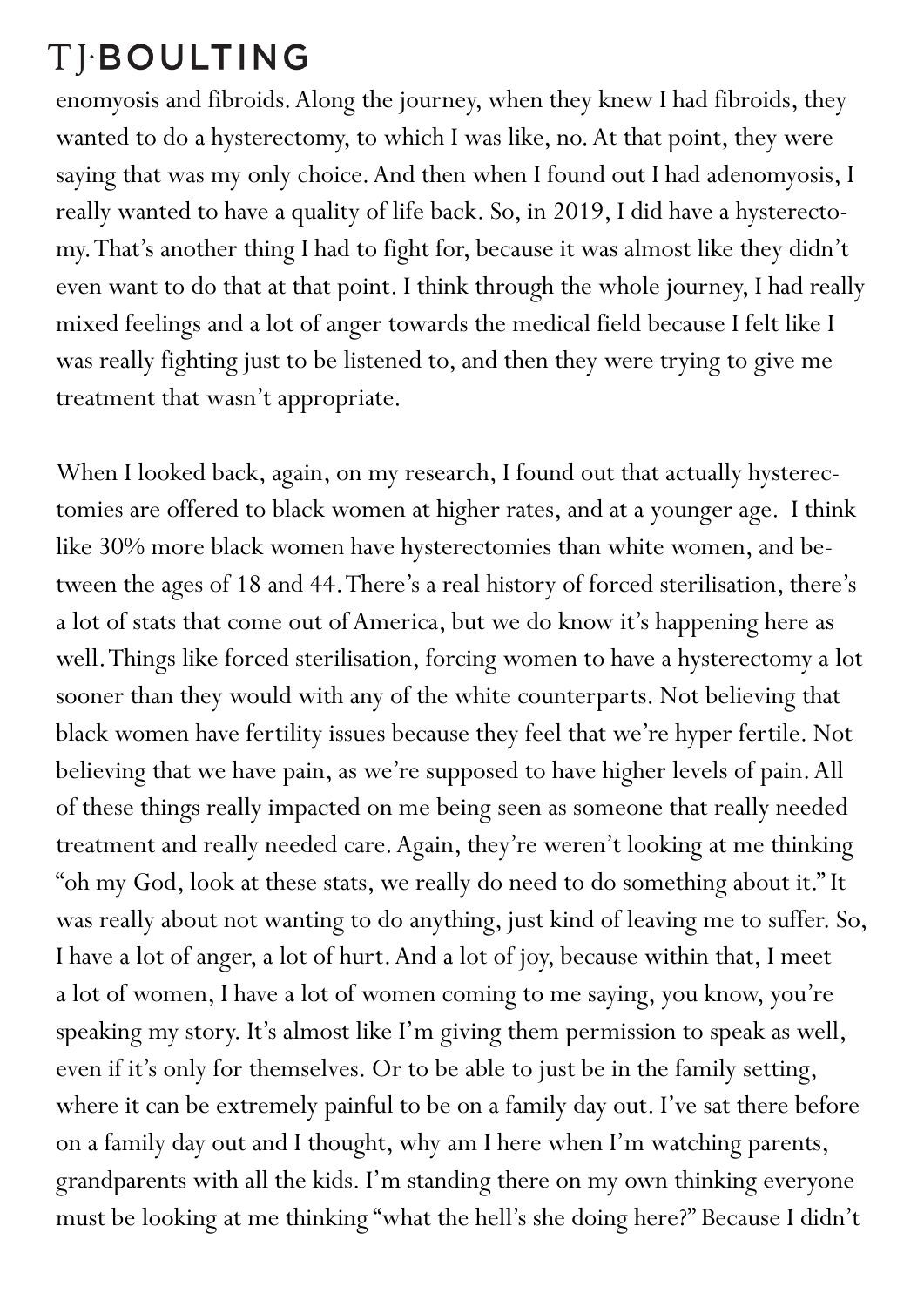enomyosis and fibroids. Along the journey, when they knew I had fibroids, they wanted to do a hysterectomy, to which I was like, no. At that point, they were saying that was my only choice. And then when I found out I had adenomyosis, I really wanted to have a quality of life back. So, in 2019, I did have a hysterectomy. That's another thing I had to fight for, because it was almost like they didn't even want to do that at that point. I think through the whole journey, I had really mixed feelings and a lot of anger towards the medical field because I felt like I was really fighting just to be listened to, and then they were trying to give me treatment that wasn't appropriate.

When I looked back, again, on my research, I found out that actually hysterectomies are offered to black women at higher rates, and at a younger age. I think like 30% more black women have hysterectomies than white women, and between the ages of 18 and 44. There's a real history of forced sterilisation, there's a lot of stats that come out of America, but we do know it's happening here as well. Things like forced sterilisation, forcing women to have a hysterectomy a lot sooner than they would with any of the white counterparts. Not believing that black women have fertility issues because they feel that we're hyper fertile. Not believing that we have pain, as we're supposed to have higher levels of pain. All of these things really impacted on me being seen as someone that really needed treatment and really needed care. Again, they're weren't looking at me thinking "oh my God, look at these stats, we really do need to do something about it." It was really about not wanting to do anything, just kind of leaving me to suffer. So, I have a lot of anger, a lot of hurt. And a lot of joy, because within that, I meet a lot of women, I have a lot of women coming to me saying, you know, you're speaking my story. It's almost like I'm giving them permission to speak as well, even if it's only for themselves. Or to be able to just be in the family setting, where it can be extremely painful to be on a family day out. I've sat there before on a family day out and I thought, why am I here when I'm watching parents, grandparents with all the kids. I'm standing there on my own thinking everyone must be looking at me thinking "what the hell's she doing here?" Because I didn't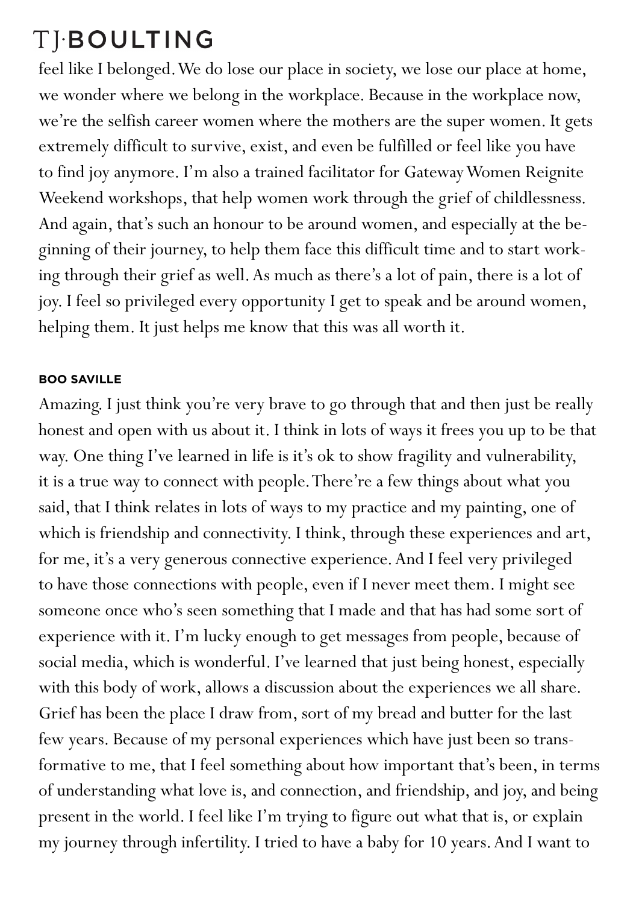feel like I belonged. We do lose our place in society, we lose our place at home, we wonder where we belong in the workplace. Because in the workplace now, we're the selfish career women where the mothers are the super women. It gets extremely difficult to survive, exist, and even be fulfilled or feel like you have to find joy anymore. I'm also a trained facilitator for Gateway Women Reignite Weekend workshops, that help women work through the grief of childlessness. And again, that's such an honour to be around women, and especially at the beginning of their journey, to help them face this difficult time and to start working through their grief as well. As much as there's a lot of pain, there is a lot of joy. I feel so privileged every opportunity I get to speak and be around women, helping them. It just helps me know that this was all worth it.

**BOO SAVILLE**

Amazing. I just think you're very brave to go through that and then just be really honest and open with us about it. I think in lots of ways it frees you up to be that way. One thing I've learned in life is it's ok to show fragility and vulnerability, it is a true way to connect with people. There're a few things about what you said, that I think relates in lots of ways to my practice and my painting, one of which is friendship and connectivity. I think, through these experiences and art, for me, it's a very generous connective experience. And I feel very privileged to have those connections with people, even if I never meet them. I might see someone once who's seen something that I made and that has had some sort of experience with it. I'm lucky enough to get messages from people, because of social media, which is wonderful. I've learned that just being honest, especially with this body of work, allows a discussion about the experiences we all share. Grief has been the place I draw from, sort of my bread and butter for the last few years. Because of my personal experiences which have just been so transformative to me, that I feel something about how important that's been, in terms of understanding what love is, and connection, and friendship, and joy, and being present in the world. I feel like I'm trying to figure out what that is, or explain my journey through infertility. I tried to have a baby for 10 years. And I want to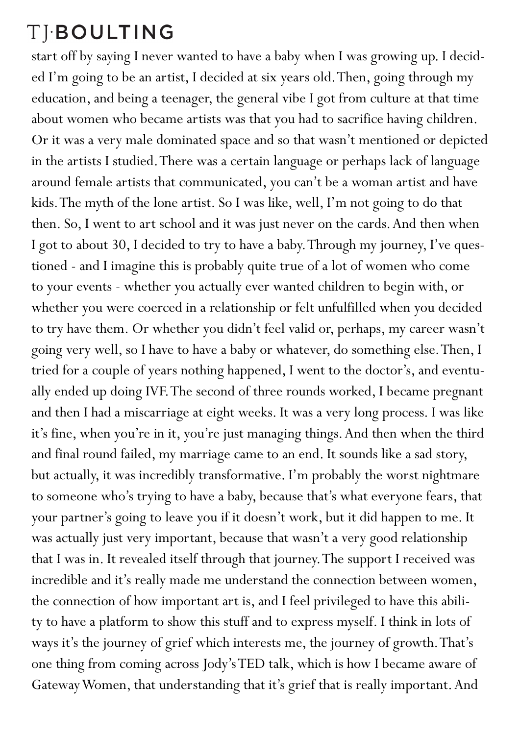start off by saying I never wanted to have a baby when I was growing up. I decided I'm going to be an artist, I decided at six years old. Then, going through my education, and being a teenager, the general vibe I got from culture at that time about women who became artists was that you had to sacrifice having children. Or it was a very male dominated space and so that wasn't mentioned or depicted in the artists I studied. There was a certain language or perhaps lack of language around female artists that communicated, you can't be a woman artist and have kids. The myth of the lone artist. So I was like, well, I'm not going to do that then. So, I went to art school and it was just never on the cards. And then when I got to about 30, I decided to try to have a baby. Through my journey, I've questioned - and I imagine this is probably quite true of a lot of women who come to your events - whether you actually ever wanted children to begin with, or whether you were coerced in a relationship or felt unfulfilled when you decided to try have them. Or whether you didn't feel valid or, perhaps, my career wasn't going very well, so I have to have a baby or whatever, do something else. Then, I tried for a couple of years nothing happened, I went to the doctor's, and eventually ended up doing IVF. The second of three rounds worked, I became pregnant and then I had a miscarriage at eight weeks. It was a very long process. I was like it's fine, when you're in it, you're just managing things. And then when the third and final round failed, my marriage came to an end. It sounds like a sad story, but actually, it was incredibly transformative. I'm probably the worst nightmare to someone who's trying to have a baby, because that's what everyone fears, that your partner's going to leave you if it doesn't work, but it did happen to me. It was actually just very important, because that wasn't a very good relationship that I was in. It revealed itself through that journey. The support I received was incredible and it's really made me understand the connection between women, the connection of how important art is, and I feel privileged to have this ability to have a platform to show this stuff and to express myself. I think in lots of ways it's the journey of grief which interests me, the journey of growth. That's one thing from coming across Jody's TED talk, which is how I became aware of Gateway Women, that understanding that it's grief that is really important. And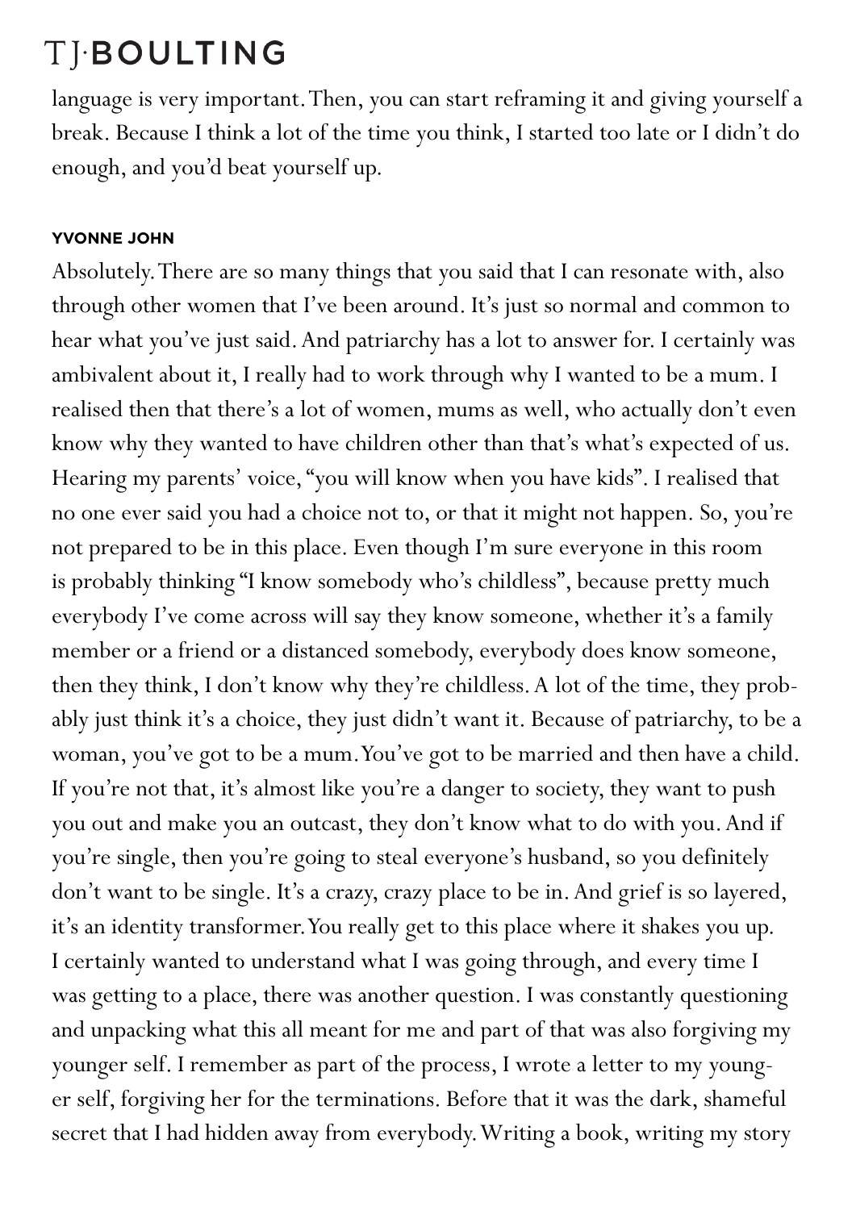language is very important. Then, you can start reframing it and giving yourself a break. Because I think a lot of the time you think, I started too late or I didn't do enough, and you'd beat yourself up.

**YVONNE JOHN**

Absolutely. There are so many things that you said that I can resonate with, also through other women that I've been around. It's just so normal and common to hear what you've just said. And patriarchy has a lot to answer for. I certainly was ambivalent about it, I really had to work through why I wanted to be a mum. I realised then that there's a lot of women, mums as well, who actually don't even know why they wanted to have children other than that's what's expected of us. Hearing my parents' voice, "you will know when you have kids". I realised that no one ever said you had a choice not to, or that it might not happen. So, you're not prepared to be in this place. Even though I'm sure everyone in this room is probably thinking "I know somebody who's childless", because pretty much everybody I've come across will say they know someone, whether it's a family member or a friend or a distanced somebody, everybody does know someone, then they think, I don't know why they're childless. A lot of the time, they probably just think it's a choice, they just didn't want it. Because of patriarchy, to be a woman, you've got to be a mum. You've got to be married and then have a child. If you're not that, it's almost like you're a danger to society, they want to push you out and make you an outcast, they don't know what to do with you. And if you're single, then you're going to steal everyone's husband, so you definitely don't want to be single. It's a crazy, crazy place to be in. And grief is so layered, it's an identity transformer. You really get to this place where it shakes you up. I certainly wanted to understand what I was going through, and every time I was getting to a place, there was another question. I was constantly questioning and unpacking what this all meant for me and part of that was also forgiving my younger self. I remember as part of the process, I wrote a letter to my younger self, forgiving her for the terminations. Before that it was the dark, shameful secret that I had hidden away from everybody. Writing a book, writing my story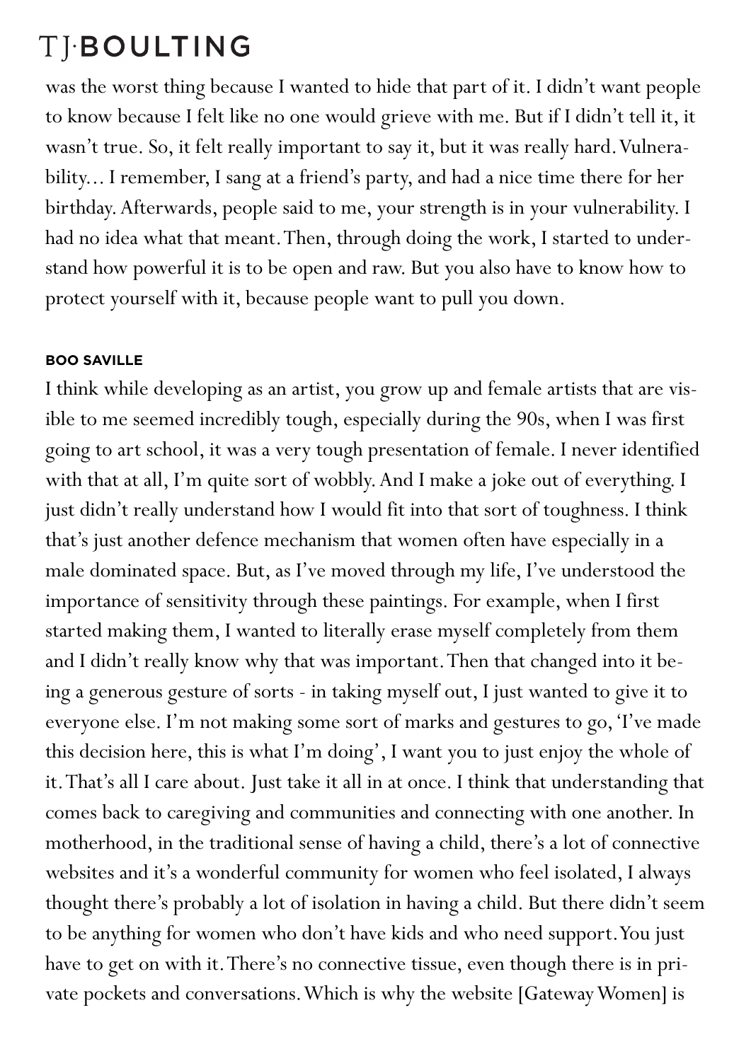was the worst thing because I wanted to hide that part of it. I didn't want people to know because I felt like no one would grieve with me. But if I didn't tell it, it wasn't true. So, it felt really important to say it, but it was really hard. Vulnerability... I remember, I sang at a friend's party, and had a nice time there for her birthday. Afterwards, people said to me, your strength is in your vulnerability. I had no idea what that meant. Then, through doing the work, I started to understand how powerful it is to be open and raw. But you also have to know how to protect yourself with it, because people want to pull you down.

**BOO SAVILLE**

I think while developing as an artist, you grow up and female artists that are visible to me seemed incredibly tough, especially during the 90s, when I was first going to art school, it was a very tough presentation of female. I never identified with that at all, I'm quite sort of wobbly. And I make a joke out of everything. I just didn't really understand how I would fit into that sort of toughness. I think that's just another defence mechanism that women often have especially in a male dominated space. But, as I've moved through my life, I've understood the importance of sensitivity through these paintings. For example, when I first started making them, I wanted to literally erase myself completely from them and I didn't really know why that was important. Then that changed into it being a generous gesture of sorts - in taking myself out, I just wanted to give it to everyone else. I'm not making some sort of marks and gestures to go, 'I've made this decision here, this is what I'm doing', I want you to just enjoy the whole of it. That's all I care about. Just take it all in at once. I think that understanding that comes back to caregiving and communities and connecting with one another. In motherhood, in the traditional sense of having a child, there's a lot of connective websites and it's a wonderful community for women who feel isolated, I always thought there's probably a lot of isolation in having a child. But there didn't seem to be anything for women who don't have kids and who need support. You just have to get on with it. There's no connective tissue, even though there is in private pockets and conversations. Which is why the website [Gateway Women] is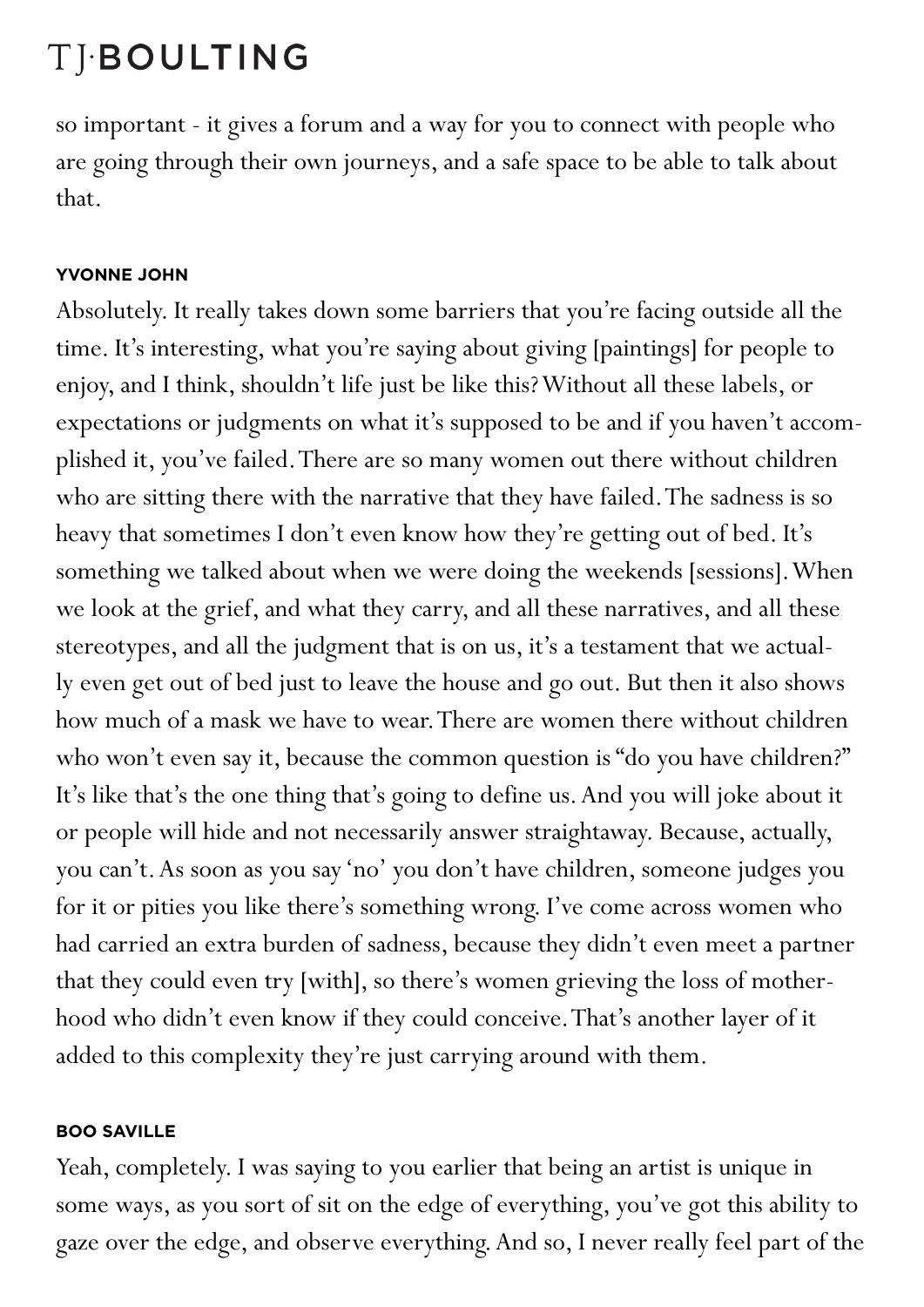so important - it gives a forum and a way for you to connect with people who are going through their own journeys, and a safe space to be able to talk about that.

**YVONNE JOHN**

Absolutely. It really takes down some barriers that you're facing outside all the time. It's interesting, what you're saying about giving [paintings] for people to enjoy, and I think, shouldn't life just be like this? Without all these labels, or expectations or judgments on what it's supposed to be and if you haven't accomplished it, you've failed. There are so many women out there without children who are sitting there with the narrative that they have failed. The sadness is so heavy that sometimes I don't even know how they're getting out of bed. It's something we talked about when we were doing the weekends [sessions]. When we look at the grief, and what they carry, and all these narratives, and all these stereotypes, and all the judgment that is on us, it's a testament that we actually even get out of bed just to leave the house and go out. But then it also shows how much of a mask we have to wear. There are women there without children who won't even say it, because the common question is "do you have children?" It's like that's the one thing that's going to define us. And you will joke about it or people will hide and not necessarily answer straightaway. Because, actually, you can't. As soon as you say 'no' you don't have children, someone judges you for it or pities you like there's something wrong. I've come across women who had carried an extra burden of sadness, because they didn't even meet a partner that they could even try [with], so there's women grieving the loss of motherhood who didn't even know if they could conceive. That's another layer of it added to this complexity they're just carrying around with them.

**BOO SAVILLE**

Yeah, completely. I was saying to you earlier that being an artist is unique in some ways, as you sort of sit on the edge of everything, you've got this ability to gaze over the edge, and observe everything. And so, I never really feel part of the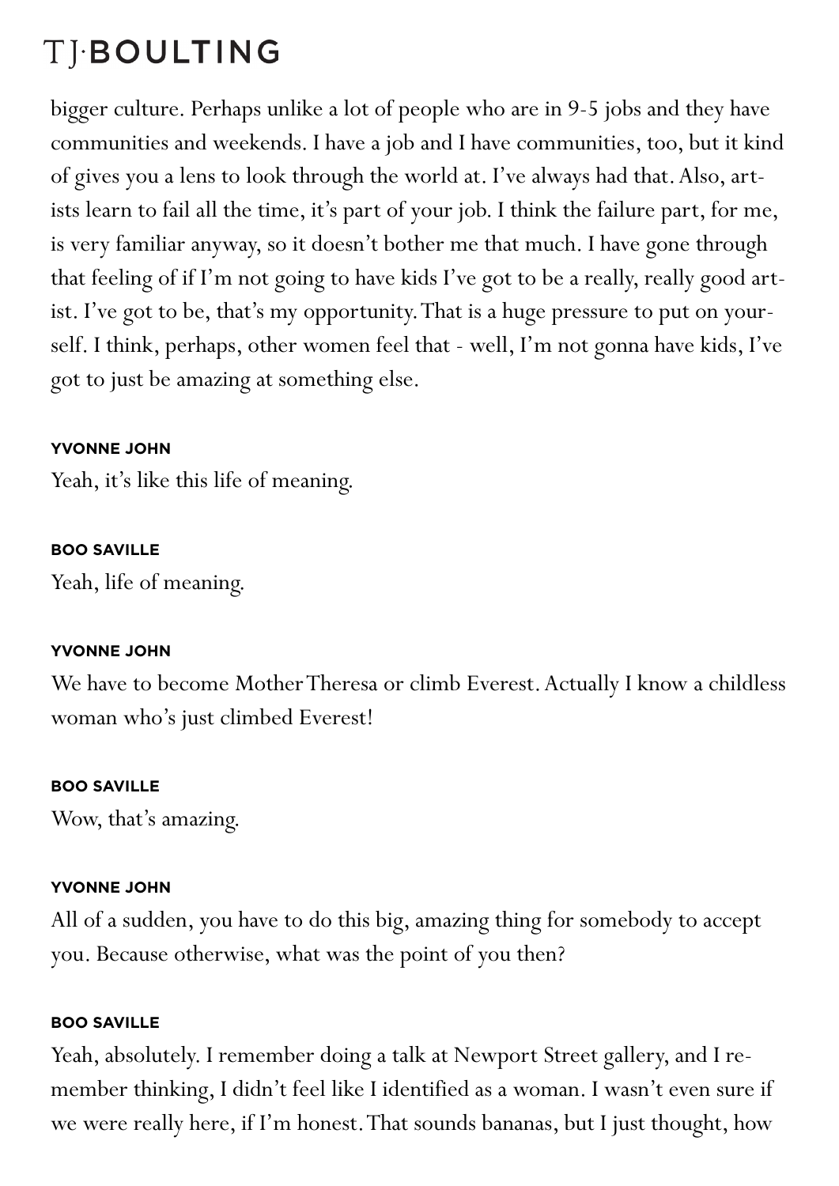bigger culture. Perhaps unlike a lot of people who are in 9-5 jobs and they have communities and weekends. I have a job and I have communities, too, but it kind of gives you a lens to look through the world at. I've always had that. Also, artists learn to fail all the time, it's part of your job. I think the failure part, for me, is very familiar anyway, so it doesn't bother me that much. I have gone through that feeling of if I'm not going to have kids I've got to be a really, really good artist. I've got to be, that's my opportunity. That is a huge pressure to put on yourself. I think, perhaps, other women feel that - well, I'm not gonna have kids, I've got to just be amazing at something else.

**YVONNE JOHN**

Yeah, it's like this life of meaning.

**BOO SAVILLE**

Yeah, life of meaning.

**YVONNE JOHN**

We have to become Mother Theresa or climb Everest. Actually I know a childless woman who's just climbed Everest!

**BOO SAVILLE**

Wow, that's amazing.

**YVONNE JOHN**

All of a sudden, you have to do this big, amazing thing for somebody to accept you. Because otherwise, what was the point of you then?

**BOO SAVILLE**

Yeah, absolutely. I remember doing a talk at Newport Street gallery, and I remember thinking, I didn't feel like I identified as a woman. I wasn't even sure if we were really here, if I'm honest. That sounds bananas, but I just thought, how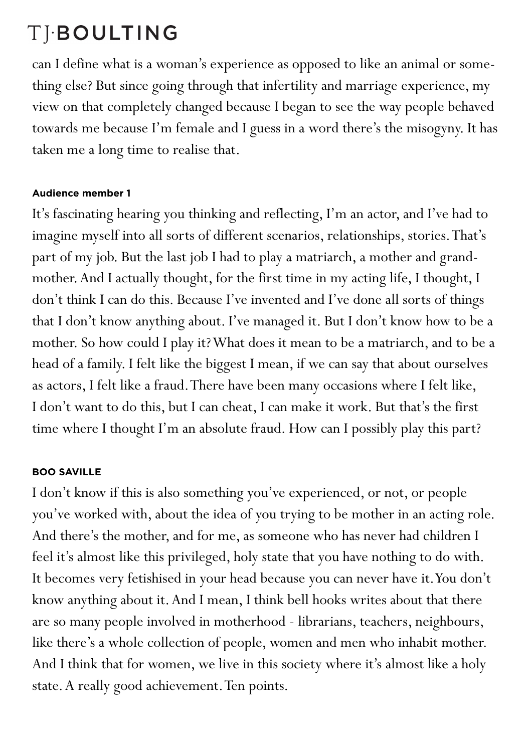can I define what is a woman's experience as opposed to like an animal or something else? But since going through that infertility and marriage experience, my view on that completely changed because I began to see the way people behaved towards me because I'm female and I guess in a word there's the misogyny. It has taken me a long time to realise that.

**Audience member 1**

It's fascinating hearing you thinking and reflecting, I'm an actor, and I've had to imagine myself into all sorts of different scenarios, relationships, stories. That's part of my job. But the last job I had to play a matriarch, a mother and grandmother. And I actually thought, for the first time in my acting life, I thought, I don't think I can do this. Because I've invented and I've done all sorts of things that I don't know anything about. I've managed it. But I don't know how to be a mother. So how could I play it? What does it mean to be a matriarch, and to be a head of a family. I felt like the biggest I mean, if we can say that about ourselves as actors, I felt like a fraud. There have been many occasions where I felt like, I don't want to do this, but I can cheat, I can make it work. But that's the first time where I thought I'm an absolute fraud. How can I possibly play this part?

**BOO SAVILLE**

I don't know if this is also something you've experienced, or not, or people you've worked with, about the idea of you trying to be mother in an acting role. And there's the mother, and for me, as someone who has never had children I feel it's almost like this privileged, holy state that you have nothing to do with. It becomes very fetishised in your head because you can never have it. You don't know anything about it. And I mean, I think bell hooks writes about that there are so many people involved in motherhood - librarians, teachers, neighbours, like there's a whole collection of people, women and men who inhabit mother. And I think that for women, we live in this society where it's almost like a holy state. A really good achievement. Ten points.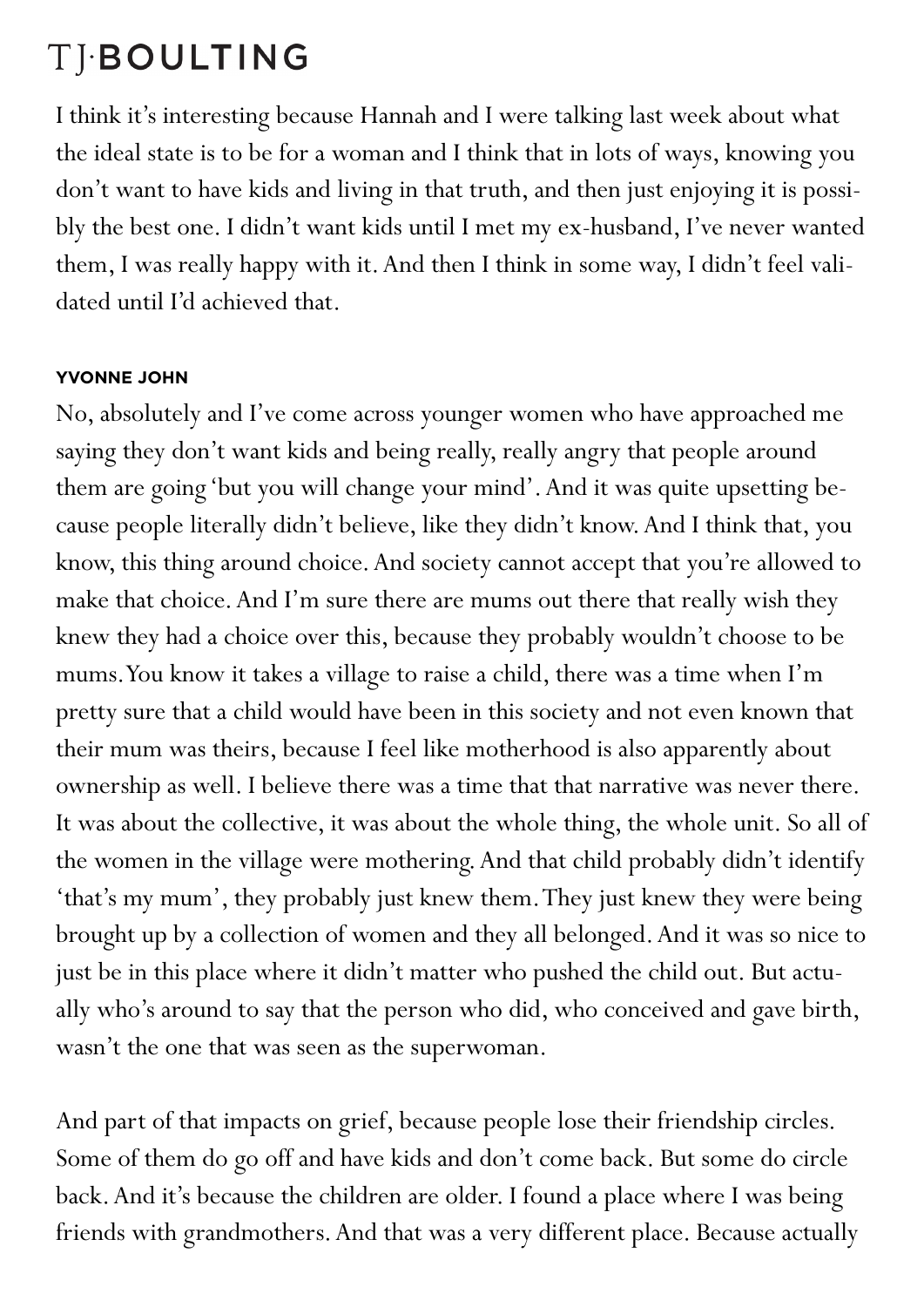I think it's interesting because Hannah and I were talking last week about what the ideal state is to be for a woman and I think that in lots of ways, knowing you don't want to have kids and living in that truth, and then just enjoying it is possibly the best one. I didn't want kids until I met my ex-husband, I've never wanted them, I was really happy with it. And then I think in some way, I didn't feel validated until I'd achieved that.

**YVONNE JOHN**

No, absolutely and I've come across younger women who have approached me saying they don't want kids and being really, really angry that people around them are going 'but you will change your mind'. And it was quite upsetting because people literally didn't believe, like they didn't know. And I think that, you know, this thing around choice. And society cannot accept that you're allowed to make that choice. And I'm sure there are mums out there that really wish they knew they had a choice over this, because they probably wouldn't choose to be mums. You know it takes a village to raise a child, there was a time when I'm pretty sure that a child would have been in this society and not even known that their mum was theirs, because I feel like motherhood is also apparently about ownership as well. I believe there was a time that that narrative was never there. It was about the collective, it was about the whole thing, the whole unit. So all of the women in the village were mothering. And that child probably didn't identify 'that's my mum', they probably just knew them. They just knew they were being brought up by a collection of women and they all belonged. And it was so nice to just be in this place where it didn't matter who pushed the child out. But actually who's around to say that the person who did, who conceived and gave birth, wasn't the one that was seen as the superwoman.

And part of that impacts on grief, because people lose their friendship circles. Some of them do go off and have kids and don't come back. But some do circle back. And it's because the children are older. I found a place where I was being friends with grandmothers. And that was a very different place. Because actually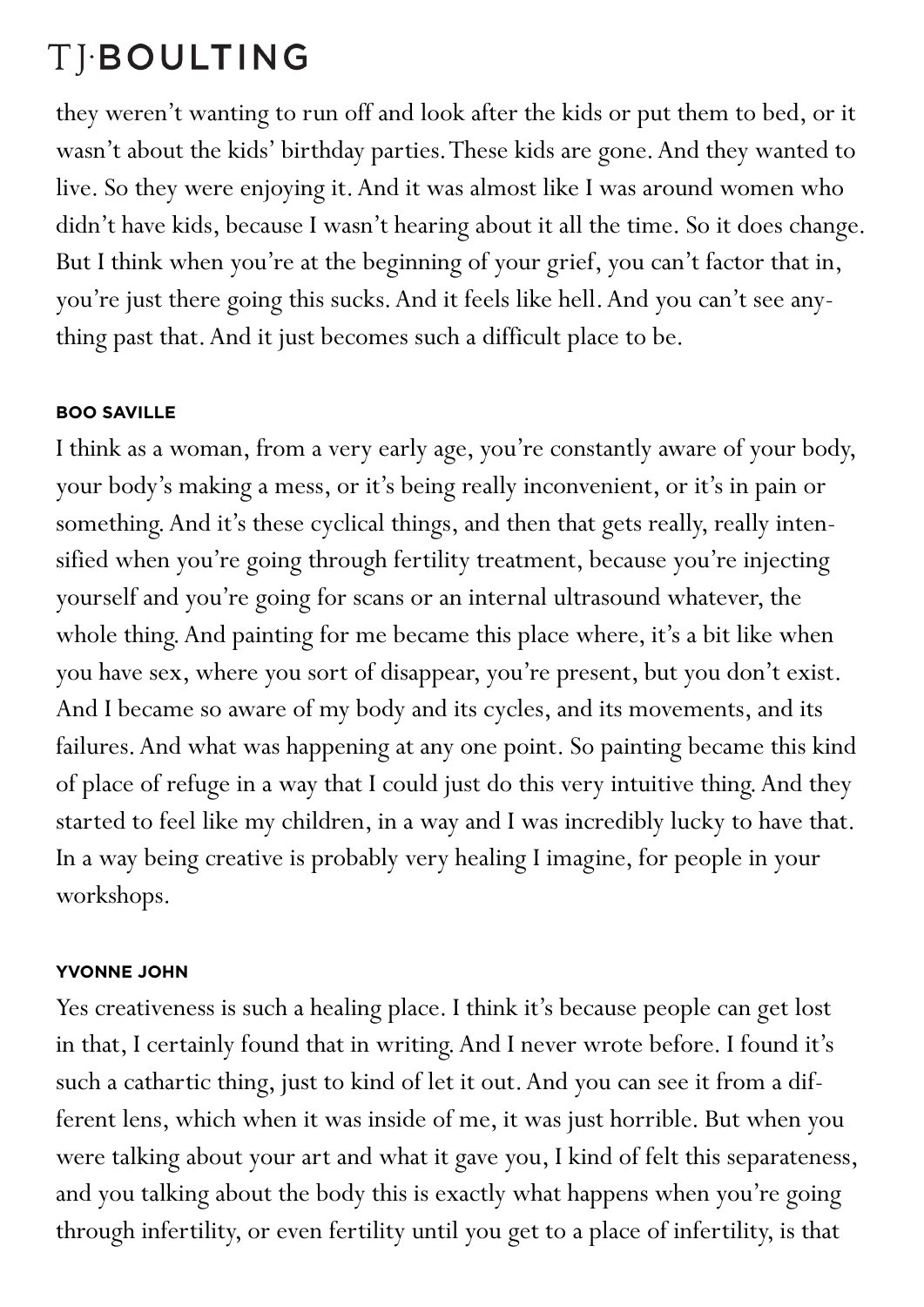they weren't wanting to run off and look after the kids or put them to bed, or it wasn't about the kids' birthday parties. These kids are gone. And they wanted to live. So they were enjoying it. And it was almost like I was around women who didn't have kids, because I wasn't hearing about it all the time. So it does change. But I think when you're at the beginning of your grief, you can't factor that in, you're just there going this sucks. And it feels like hell. And you can't see anything past that. And it just becomes such a difficult place to be.

**BOO SAVILLE**

I think as a woman, from a very early age, you're constantly aware of your body, your body's making a mess, or it's being really inconvenient, or it's in pain or something. And it's these cyclical things, and then that gets really, really intensified when you're going through fertility treatment, because you're injecting yourself and you're going for scans or an internal ultrasound whatever, the whole thing. And painting for me became this place where, it's a bit like when you have sex, where you sort of disappear, you're present, but you don't exist. And I became so aware of my body and its cycles, and its movements, and its failures. And what was happening at any one point. So painting became this kind of place of refuge in a way that I could just do this very intuitive thing. And they started to feel like my children, in a way and I was incredibly lucky to have that. In a way being creative is probably very healing I imagine, for people in your workshops.

**YVONNE JOHN**

Yes creativeness is such a healing place. I think it's because people can get lost in that, I certainly found that in writing. And I never wrote before. I found it's such a cathartic thing, just to kind of let it out. And you can see it from a different lens, which when it was inside of me, it was just horrible. But when you were talking about your art and what it gave you, I kind of felt this separateness, and you talking about the body this is exactly what happens when you're going through infertility, or even fertility until you get to a place of infertility, is that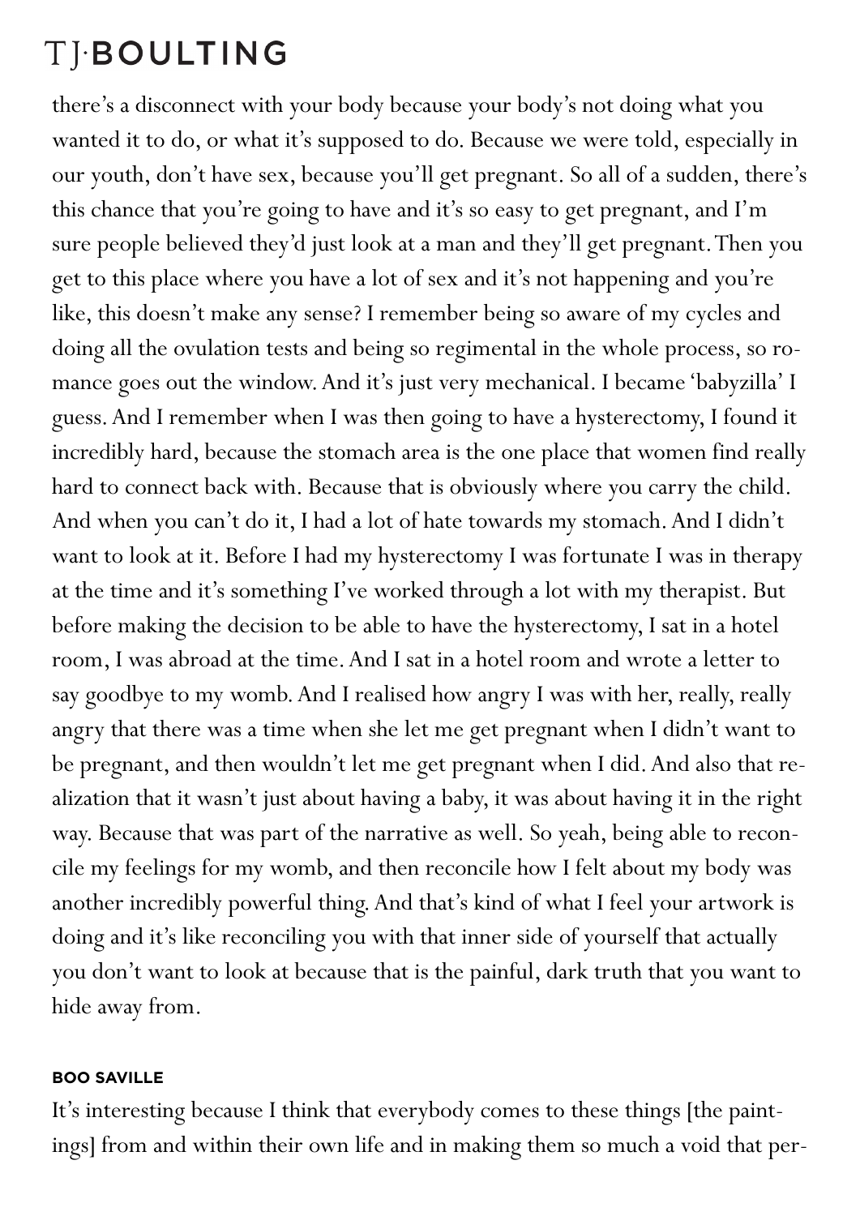there's a disconnect with your body because your body's not doing what you wanted it to do, or what it's supposed to do. Because we were told, especially in our youth, don't have sex, because you'll get pregnant. So all of a sudden, there's this chance that you're going to have and it's so easy to get pregnant, and I'm sure people believed they'd just look at a man and they'll get pregnant. Then you get to this place where you have a lot of sex and it's not happening and you're like, this doesn't make any sense? I remember being so aware of my cycles and doing all the ovulation tests and being so regimental in the whole process, so romance goes out the window. And it's just very mechanical. I became 'babyzilla' I guess. And I remember when I was then going to have a hysterectomy, I found it incredibly hard, because the stomach area is the one place that women find really hard to connect back with. Because that is obviously where you carry the child. And when you can't do it, I had a lot of hate towards my stomach. And I didn't want to look at it. Before I had my hysterectomy I was fortunate I was in therapy at the time and it's something I've worked through a lot with my therapist. But before making the decision to be able to have the hysterectomy, I sat in a hotel room, I was abroad at the time. And I sat in a hotel room and wrote a letter to say goodbye to my womb. And I realised how angry I was with her, really, really angry that there was a time when she let me get pregnant when I didn't want to be pregnant, and then wouldn't let me get pregnant when I did. And also that realization that it wasn't just about having a baby, it was about having it in the right way. Because that was part of the narrative as well. So yeah, being able to reconcile my feelings for my womb, and then reconcile how I felt about my body was another incredibly powerful thing. And that's kind of what I feel your artwork is doing and it's like reconciling you with that inner side of yourself that actually you don't want to look at because that is the painful, dark truth that you want to hide away from.

**BOO SAVILLE**

It's interesting because I think that everybody comes to these things [the paintings] from and within their own life and in making them so much a void that per-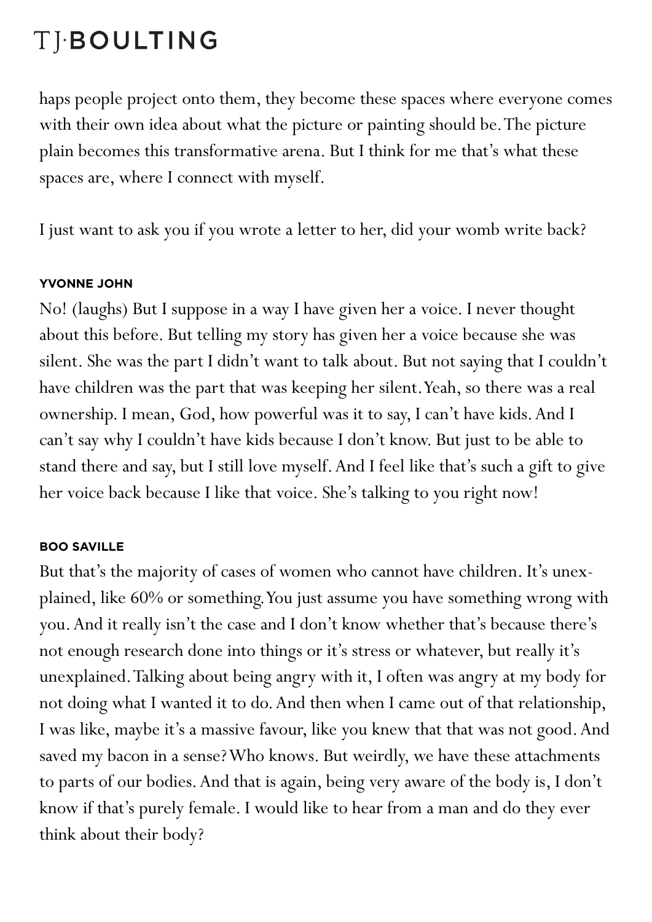haps people project onto them, they become these spaces where everyone comes with their own idea about what the picture or painting should be. The picture plain becomes this transformative arena. But I think for me that's what these spaces are, where I connect with myself.

I just want to ask you if you wrote a letter to her, did your womb write back?

**YVONNE JOHN**

No! (laughs) But I suppose in a way I have given her a voice. I never thought about this before. But telling my story has given her a voice because she was silent. She was the part I didn't want to talk about. But not saying that I couldn't have children was the part that was keeping her silent. Yeah, so there was a real ownership. I mean, God, how powerful was it to say, I can't have kids. And I can't say why I couldn't have kids because I don't know. But just to be able to stand there and say, but I still love myself. And I feel like that's such a gift to give her voice back because I like that voice. She's talking to you right now!

**BOO SAVILLE**

But that's the majority of cases of women who cannot have children. It's unexplained, like 60% or something. You just assume you have something wrong with you. And it really isn't the case and I don't know whether that's because there's not enough research done into things or it's stress or whatever, but really it's unexplained. Talking about being angry with it, I often was angry at my body for not doing what I wanted it to do. And then when I came out of that relationship, I was like, maybe it's a massive favour, like you knew that that was not good. And saved my bacon in a sense? Who knows. But weirdly, we have these attachments to parts of our bodies. And that is again, being very aware of the body is, I don't know if that's purely female. I would like to hear from a man and do they ever think about their body?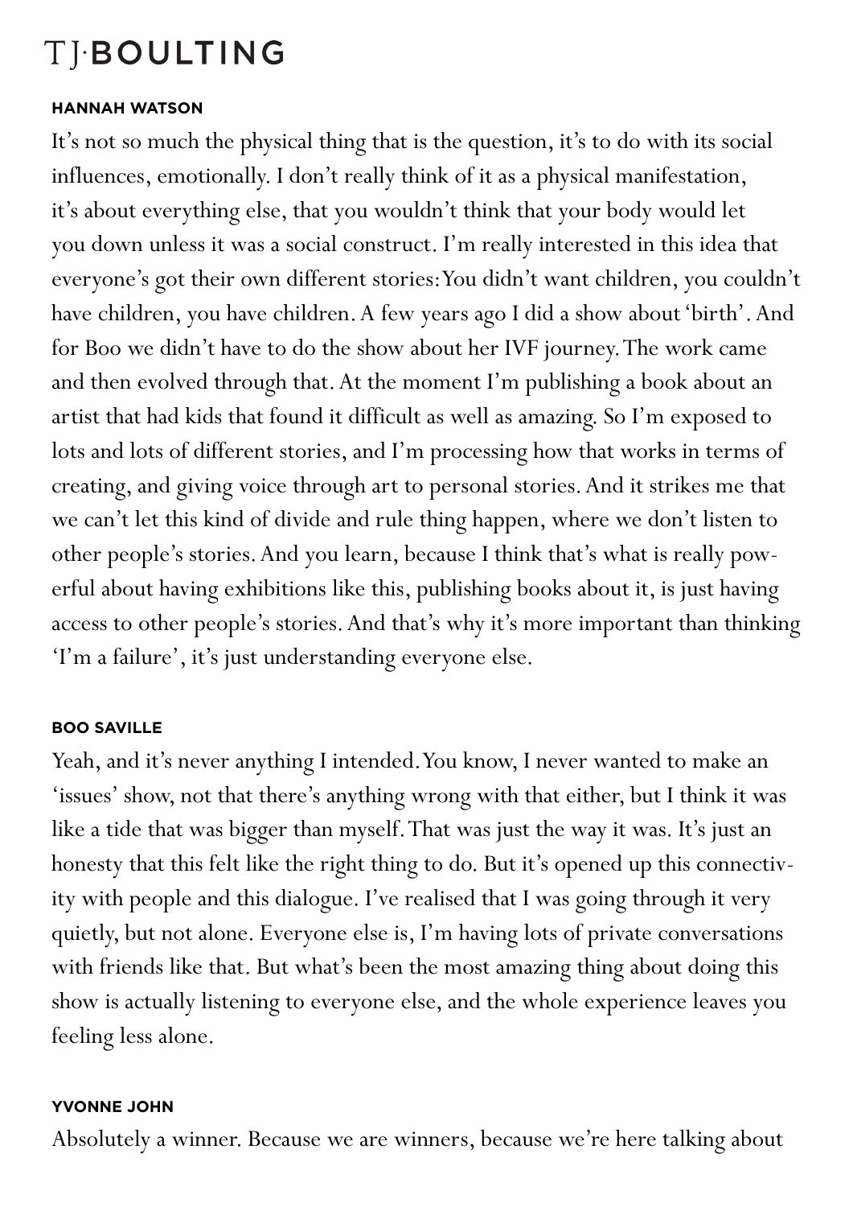**HANNAH WATSON**

It's not so much the physical thing that is the question, it's to do with its social influences, emotionally. I don't really think of it as a physical manifestation, it's about everything else, that you wouldn't think that your body would let you down unless it was a social construct. I'm really interested in this idea that everyone's got their own different stories: You didn't want children, you couldn't have children, you have children. A few years ago I did a show about 'birth'. And for Boo we didn't have to do the show about her IVF journey. The work came and then evolved through that. At the moment I'm publishing a book about an artist that had kids that found it difficult as well as amazing. So I'm exposed to lots and lots of different stories, and I'm processing how that works in terms of creating, and giving voice through art to personal stories. And it strikes me that we can't let this kind of divide and rule thing happen, where we don't listen to other people's stories. And you learn, because I think that's what is really powerful about having exhibitions like this, publishing books about it, is just having access to other people's stories. And that's why it's more important than thinking 'I'm a failure', it's just understanding everyone else.

**BOO SAVILLE**

Yeah, and it's never anything I intended. You know, I never wanted to make an 'issues' show, not that there's anything wrong with that either, but I think it was like a tide that was bigger than myself. That was just the way it was. It's just an honesty that this felt like the right thing to do. But it's opened up this connectivity with people and this dialogue. I've realised that I was going through it very quietly, but not alone. Everyone else is, I'm having lots of private conversations with friends like that. But what's been the most amazing thing about doing this show is actually listening to everyone else, and the whole experience leaves you feeling less alone.

**YVONNE JOHN**

Absolutely a winner. Because we are winners, because we're here talking about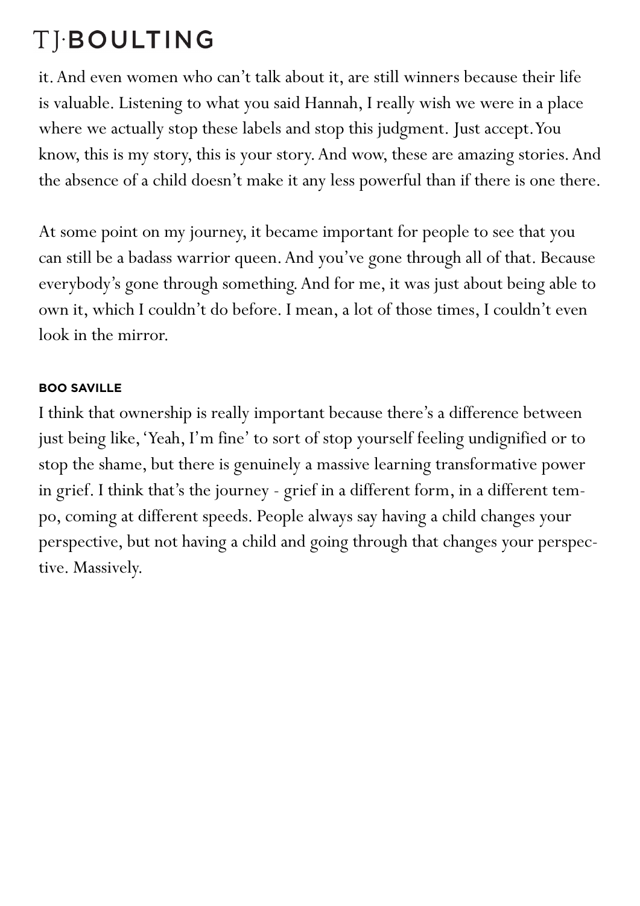it. And even women who can't talk about it, are still winners because their life is valuable. Listening to what you said Hannah, I really wish we were in a place where we actually stop these labels and stop this judgment. Just accept. You know, this is my story, this is your story. And wow, these are amazing stories. And the absence of a child doesn't make it any less powerful than if there is one there.

At some point on my journey, it became important for people to see that you can still be a badass warrior queen. And you've gone through all of that. Because everybody's gone through something. And for me, it was just about being able to own it, which I couldn't do before. I mean, a lot of those times, I couldn't even look in the mirror.

**BOO SAVILLE**

I think that ownership is really important because there's a difference between just being like, 'Yeah, I'm fine' to sort of stop yourself feeling undignified or to stop the shame, but there is genuinely a massive learning transformative power in grief. I think that's the journey - grief in a different form, in a different tempo, coming at different speeds. People always say having a child changes your perspective, but not having a child and going through that changes your perspective. Massively.